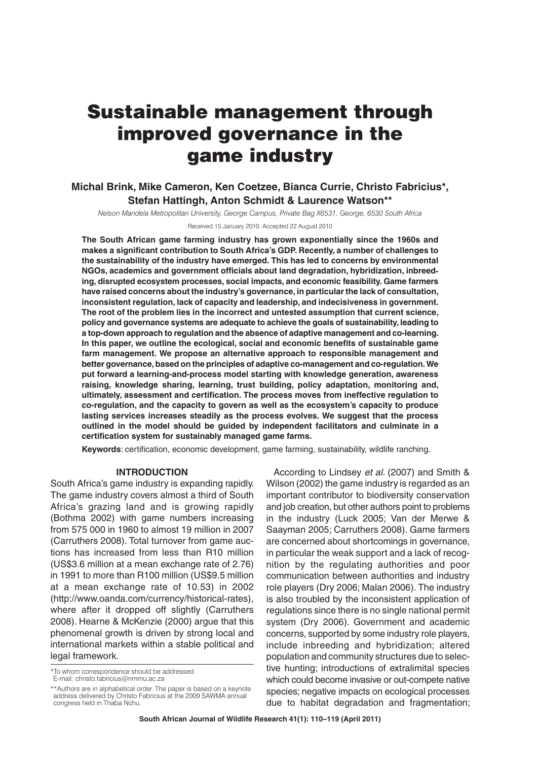# Sustainable management through improved governance in the game industry

**Michal Brink, Mike Cameron, Ken Coetzee, Bianca Currie, Christo Fabricius\*, Stefan Hattingh, Anton Schmidt & Laurence Watson\*\***

*Nelson Mandela Metropolitan University, George Campus, Private Bag X6531, George, 6530 South Africa*

Received 15 January 2010. Accepted 22 August 2010

**The South African game farming industry has grown exponentially since the 1960s and makes a significant contribution to South Africa's GDP. Recently, a number of challenges to the sustainability of the industry have emerged. This has led to concerns by environmental NGOs, academics and government officials about land degradation, hybridization, inbreeding, disrupted ecosystem processes, social impacts, and economic feasibility. Game farmers have raised concerns about the industry's governance, in particular the lack of consultation, inconsistent regulation, lack of capacity and leadership, and indecisiveness in government. The root of the problem lies in the incorrect and untested assumption that current science, policy and governance systems are adequate to achieve the goals of sustainability, leading to a top-down approach to regulation and the absence of adaptive management and co-learning. In this paper, we outline the ecological, social and economic benefits of sustainable game farm management. We propose an alternative approach to responsible management and better governance, based on the principles of adaptive co-management and co-regulation. We put forward a learning-and-process model starting with knowledge generation, awareness raising, knowledge sharing, learning, trust building, policy adaptation, monitoring and, ultimately, assessment and certification. The process moves from ineffective regulation to co-regulation, and the capacity to govern as well as the ecosystem's capacity to produce lasting services increases steadily as the process evolves. We suggest that the process outlined in the model should be guided by independent facilitators and culminate in a certification system for sustainably managed game farms.**

**Keywords**: certification, economic development, game farming, sustainability, wildlife ranching.

## INTRODUCTION

South Africa's game industry is expanding rapidly. The game industry covers almost a third of South Africa's grazing land and is growing rapidly (Bothma 2002) with game numbers increasing from 575 000 in 1960 to almost 19 million in 2007 (Carruthers 2008). Total turnover from game auctions has increased from less than R10 million (US$3.6 million at a mean exchange rate of 2.76) in 1991 to more than R100 million (US$9.5 million at a mean exchange rate of 10.53) in 2002 (http://www.oanda.com/currency/historical-rates), where after it dropped off slightly (Carruthers 2008). Hearne & McKenzie (2000) argue that this phenomenal growth is driven by strong local and international markets within a stable political and legal framework.

According to Lindsey *et al.* (2007) and Smith & Wilson (2002) the game industry is regarded as an important contributor to biodiversity conservation and job creation, but other authors point to problems in the industry (Luck 2005; Van der Merwe & Saayman 2005; Carruthers 2008). Game farmers are concerned about shortcomings in governance, in particular the weak support and a lack of recognition by the regulating authorities and poor communication between authorities and industry role players (Dry 2006; Malan 2006). The industry is also troubled by the inconsistent application of regulations since there is no single national permit system (Dry 2006). Government and academic concerns, supported by some industry role players, include inbreeding and hybridization; altered population and community structures due to selective hunting; introductions of extralimital species which could become invasive or out-compete native species; negative impacts on ecological processes due to habitat degradation and fragmentation;

\*To whom correspondence should be addressed.
E-mail: christo.fabricius@nmmu.ac.za

\*\*Authors are in alphabetical order. The paper is based on a keynote address delivered by Christo Fabricius at the 2009 SAWMA annual congress held in Thaba Nchu.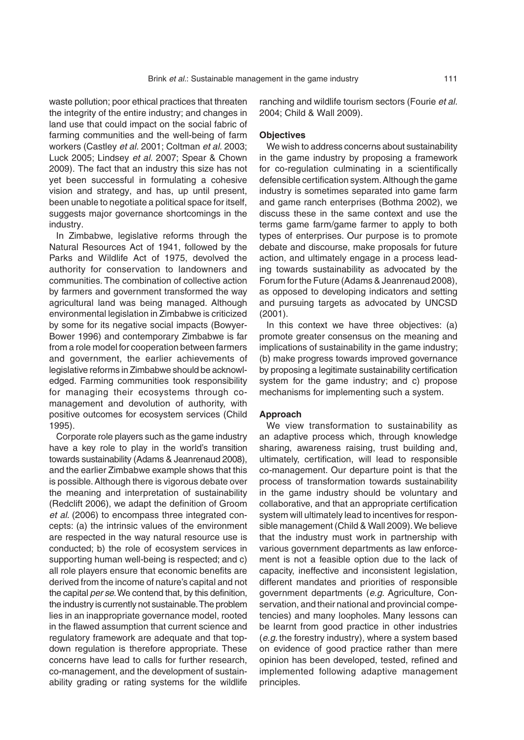waste pollution; poor ethical practices that threaten the integrity of the entire industry; and changes in land use that could impact on the social fabric of farming communities and the well-being of farm workers (Castley *et al.* 2001; Coltman *et al.* 2003; Luck 2005; Lindsey *et al.* 2007; Spear & Chown 2009). The fact that an industry this size has not yet been successful in formulating a cohesive vision and strategy, and has, up until present, been unable to negotiate a political space for itself, suggests major governance shortcomings in the industry.

In Zimbabwe, legislative reforms through the Natural Resources Act of 1941, followed by the Parks and Wildlife Act of 1975, devolved the authority for conservation to landowners and communities. The combination of collective action by farmers and government transformed the way agricultural land was being managed. Although environmental legislation in Zimbabwe is criticized by some for its negative social impacts (Bowyer-Bower 1996) and contemporary Zimbabwe is far from a role model for cooperation between farmers and government, the earlier achievements of legislative reforms in Zimbabwe should be acknowledged. Farming communities took responsibility for managing their ecosystems through co-management and devolution of authority, with positive outcomes for ecosystem services (Child 1995).

Corporate role players such as the game industry have a key role to play in the world's transition towards sustainability (Adams & Jeanrenaud 2008), and the earlier Zimbabwe example shows that this is possible. Although there is vigorous debate over the meaning and interpretation of sustainability (Redclift 2006), we adapt the definition of Groom *et al.* (2006) to encompass three integrated concepts: (a) the intrinsic values of the environment are respected in the way natural resource use is conducted; b) the role of ecosystem services in supporting human well-being is respected; and c) all role players ensure that economic benefits are derived from the income of nature's capital and not the capital *per se*. We contend that, by this definition, the industry is currently not sustainable. The problem lies in an inappropriate governance model, rooted in the flawed assumption that current science and regulatory framework are adequate and that top-down regulation is therefore appropriate. These concerns have lead to calls for further research, co-management, and the development of sustainability grading or rating systems for the wildlife ranching and wildlife tourism sectors (Fourie *et al.* 2004; Child & Wall 2009).

### Objectives

We wish to address concerns about sustainability in the game industry by proposing a framework for co-regulation culminating in a scientifically defensible certification system. Although the game industry is sometimes separated into game farm and game ranch enterprises (Bothma 2002), we discuss these in the same context and use the terms game farm/game farmer to apply to both types of enterprises. Our purpose is to promote debate and discourse, make proposals for future action, and ultimately engage in a process leading towards sustainability as advocated by the Forum for the Future (Adams & Jeanrenaud 2008), as opposed to developing indicators and setting and pursuing targets as advocated by UNCSD (2001).

In this context we have three objectives: (a) promote greater consensus on the meaning and implications of sustainability in the game industry; (b) make progress towards improved governance by proposing a legitimate sustainability certification system for the game industry; and c) propose mechanisms for implementing such a system.

### Approach

We view transformation to sustainability as an adaptive process which, through knowledge sharing, awareness raising, trust building and, ultimately, certification, will lead to responsible co-management. Our departure point is that the process of transformation towards sustainability in the game industry should be voluntary and collaborative, and that an appropriate certification system will ultimately lead to incentives for responsible management (Child & Wall 2009). We believe that the industry must work in partnership with various government departments as law enforcement is not a feasible option due to the lack of capacity, ineffective and inconsistent legislation, different mandates and priorities of responsible government departments (*e.g.* Agriculture, Conservation, and their national and provincial competencies) and many loopholes. Many lessons can be learnt from good practice in other industries (*e.g.* the forestry industry), where a system based on evidence of good practice rather than mere opinion has been developed, tested, refined and implemented following adaptive management principles.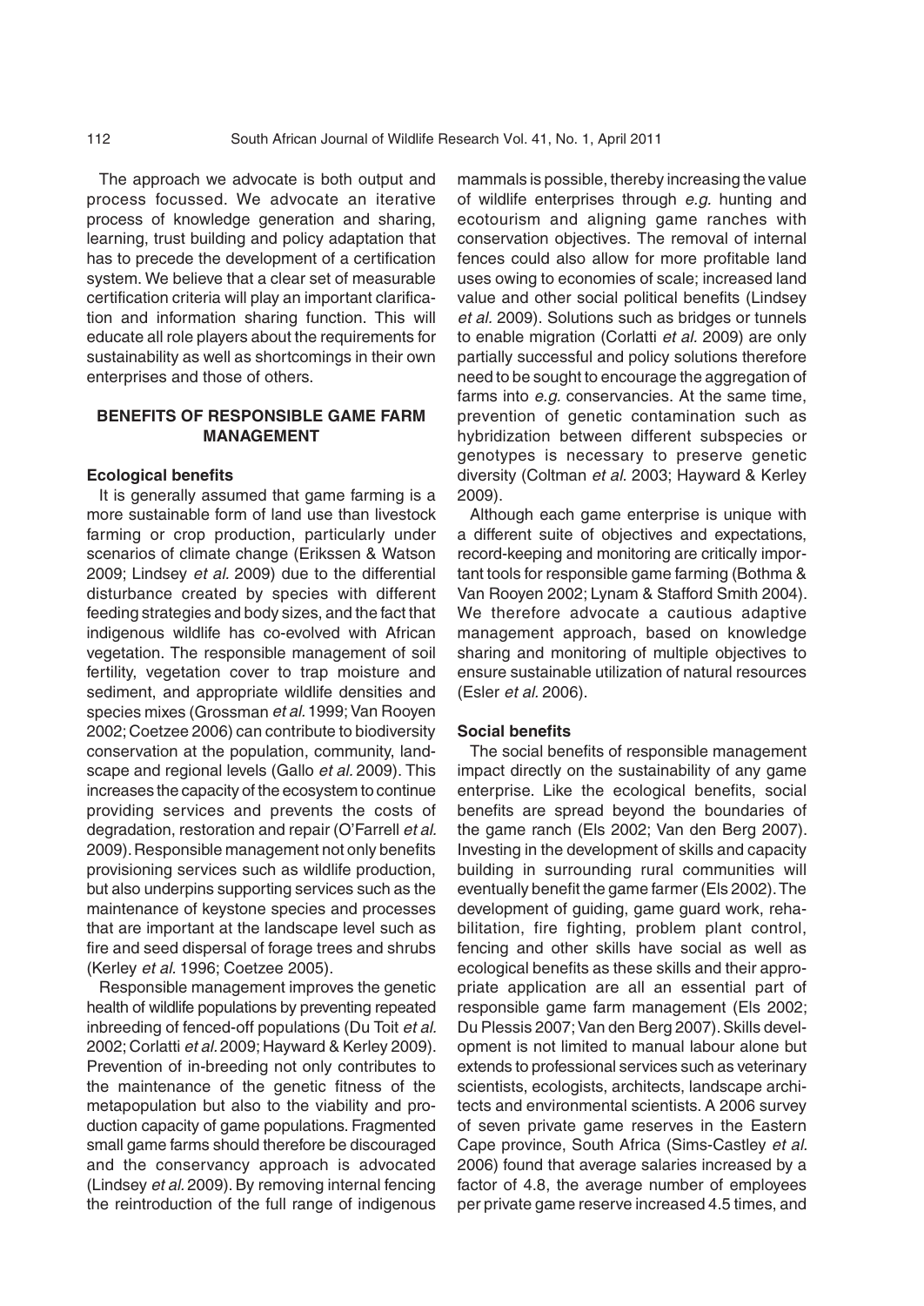The approach we advocate is both output and process focussed. We advocate an iterative process of knowledge generation and sharing, learning, trust building and policy adaptation that has to precede the development of a certification system. We believe that a clear set of measurable certification criteria will play an important clarification and information sharing function. This will educate all role players about the requirements for sustainability as well as shortcomings in their own enterprises and those of others.

## BENEFITS OF RESPONSIBLE GAME FARM MANAGEMENT

### Ecological benefits

It is generally assumed that game farming is a more sustainable form of land use than livestock farming or crop production, particularly under scenarios of climate change (Erikssen & Watson 2009; Lindsey *et al.* 2009) due to the differential disturbance created by species with different feeding strategies and body sizes, and the fact that indigenous wildlife has co-evolved with African vegetation. The responsible management of soil fertility, vegetation cover to trap moisture and sediment, and appropriate wildlife densities and species mixes (Grossman *et al.* 1999; Van Rooyen 2002; Coetzee 2006) can contribute to biodiversity conservation at the population, community, landscape and regional levels (Gallo *et al.* 2009). This increases the capacity of the ecosystem to continue providing services and prevents the costs of degradation, restoration and repair (O'Farrell *et al.* 2009). Responsible management not only benefits provisioning services such as wildlife production, but also underpins supporting services such as the maintenance of keystone species and processes that are important at the landscape level such as fire and seed dispersal of forage trees and shrubs (Kerley *et al.* 1996; Coetzee 2005).

Responsible management improves the genetic health of wildlife populations by preventing repeated inbreeding of fenced-off populations (Du Toit *et al.* 2002; Corlatti *et al.* 2009; Hayward & Kerley 2009). Prevention of in-breeding not only contributes to the maintenance of the genetic fitness of the metapopulation but also to the viability and production capacity of game populations. Fragmented small game farms should therefore be discouraged and the conservancy approach is advocated (Lindsey *et al.* 2009). By removing internal fencing the reintroduction of the full range of indigenous mammals is possible, thereby increasing the value of wildlife enterprises through *e.g.* hunting and ecotourism and aligning game ranches with conservation objectives. The removal of internal fences could also allow for more profitable land uses owing to economies of scale; increased land value and other social political benefits (Lindsey *et al.* 2009). Solutions such as bridges or tunnels to enable migration (Corlatti *et al.* 2009) are only partially successful and policy solutions therefore need to be sought to encourage the aggregation of farms into *e.g.* conservancies. At the same time, prevention of genetic contamination such as hybridization between different subspecies or genotypes is necessary to preserve genetic diversity (Coltman *et al.* 2003; Hayward & Kerley 2009).

Although each game enterprise is unique with a different suite of objectives and expectations, record-keeping and monitoring are critically important tools for responsible game farming (Bothma & Van Rooyen 2002; Lynam & Stafford Smith 2004). We therefore advocate a cautious adaptive management approach, based on knowledge sharing and monitoring of multiple objectives to ensure sustainable utilization of natural resources (Esler *et al.* 2006).

### Social benefits

The social benefits of responsible management impact directly on the sustainability of any game enterprise. Like the ecological benefits, social benefits are spread beyond the boundaries of the game ranch (Els 2002; Van den Berg 2007). Investing in the development of skills and capacity building in surrounding rural communities will eventually benefit the game farmer (Els 2002). The development of guiding, game guard work, rehabilitation, fire fighting, problem plant control, fencing and other skills have social as well as ecological benefits as these skills and their appropriate application are all an essential part of responsible game farm management (Els 2002; Du Plessis 2007; Van den Berg 2007). Skills development is not limited to manual labour alone but extends to professional services such as veterinary scientists, ecologists, architects, landscape architects and environmental scientists. A 2006 survey of seven private game reserves in the Eastern Cape province, South Africa (Sims-Castley *et al.* 2006) found that average salaries increased by a factor of 4.8, the average number of employees per private game reserve increased 4.5 times, and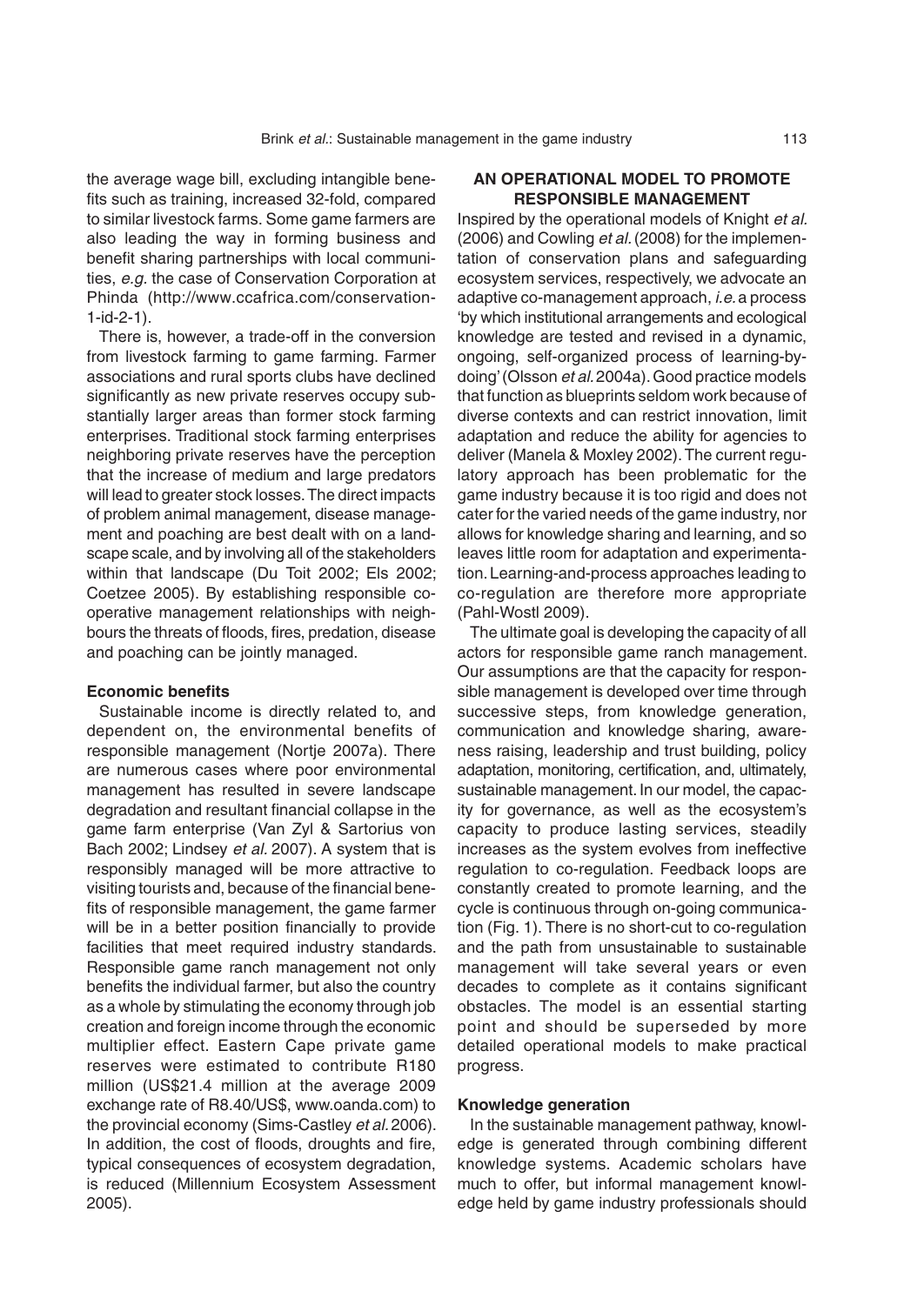the average wage bill, excluding intangible benefits such as training, increased 32-fold, compared to similar livestock farms. Some game farmers are also leading the way in forming business and benefit sharing partnerships with local communities, *e.g.* the case of Conservation Corporation at Phinda (http://www.ccafrica.com/conservation-1-id-2-1).

There is, however, a trade-off in the conversion from livestock farming to game farming. Farmer associations and rural sports clubs have declined significantly as new private reserves occupy substantially larger areas than former stock farming enterprises. Traditional stock farming enterprises neighboring private reserves have the perception that the increase of medium and large predators will lead to greater stock losses. The direct impacts of problem animal management, disease management and poaching are best dealt with on a landscape scale, and by involving all of the stakeholders within that landscape (Du Toit 2002; Els 2002; Coetzee 2005). By establishing responsible co-operative management relationships with neighbours the threats of floods, fires, predation, disease and poaching can be jointly managed.

### Economic benefits

Sustainable income is directly related to, and dependent on, the environmental benefits of responsible management (Nortje 2007a). There are numerous cases where poor environmental management has resulted in severe landscape degradation and resultant financial collapse in the game farm enterprise (Van Zyl & Sartorius von Bach 2002; Lindsey *et al.* 2007). A system that is responsibly managed will be more attractive to visiting tourists and, because of the financial benefits of responsible management, the game farmer will be in a better position financially to provide facilities that meet required industry standards. Responsible game ranch management not only benefits the individual farmer, but also the country as a whole by stimulating the economy through job creation and foreign income through the economic multiplier effect. Eastern Cape private game reserves were estimated to contribute R180 million (US$21.4 million at the average 2009 exchange rate of R8.40/US$, www.oanda.com) to the provincial economy (Sims-Castley *et al.* 2006). In addition, the cost of floods, droughts and fire, typical consequences of ecosystem degradation, is reduced (Millennium Ecosystem Assessment 2005).

## AN OPERATIONAL MODEL TO PROMOTE RESPONSIBLE MANAGEMENT

Inspired by the operational models of Knight *et al.* (2006) and Cowling *et al.* (2008) for the implementation of conservation plans and safeguarding ecosystem services, respectively, we advocate an adaptive co-management approach, *i.e.* a process 'by which institutional arrangements and ecological knowledge are tested and revised in a dynamic, ongoing, self-organized process of learning-by-doing' (Olsson *et al.* 2004a). Good practice models that function as blueprints seldom work because of diverse contexts and can restrict innovation, limit adaptation and reduce the ability for agencies to deliver (Manela & Moxley 2002). The current regulatory approach has been problematic for the game industry because it is too rigid and does not cater for the varied needs of the game industry, nor allows for knowledge sharing and learning, and so leaves little room for adaptation and experimentation. Learning-and-process approaches leading to co-regulation are therefore more appropriate (Pahl-Wostl 2009).

The ultimate goal is developing the capacity of all actors for responsible game ranch management. Our assumptions are that the capacity for responsible management is developed over time through successive steps, from knowledge generation, communication and knowledge sharing, awareness raising, leadership and trust building, policy adaptation, monitoring, certification, and, ultimately, sustainable management. In our model, the capacity for governance, as well as the ecosystem's capacity to produce lasting services, steadily increases as the system evolves from ineffective regulation to co-regulation. Feedback loops are constantly created to promote learning, and the cycle is continuous through on-going communication (Fig. 1). There is no short-cut to co-regulation and the path from unsustainable to sustainable management will take several years or even decades to complete as it contains significant obstacles. The model is an essential starting point and should be superseded by more detailed operational models to make practical progress.

### Knowledge generation

In the sustainable management pathway, knowledge is generated through combining different knowledge systems. Academic scholars have much to offer, but informal management knowledge held by game industry professionals should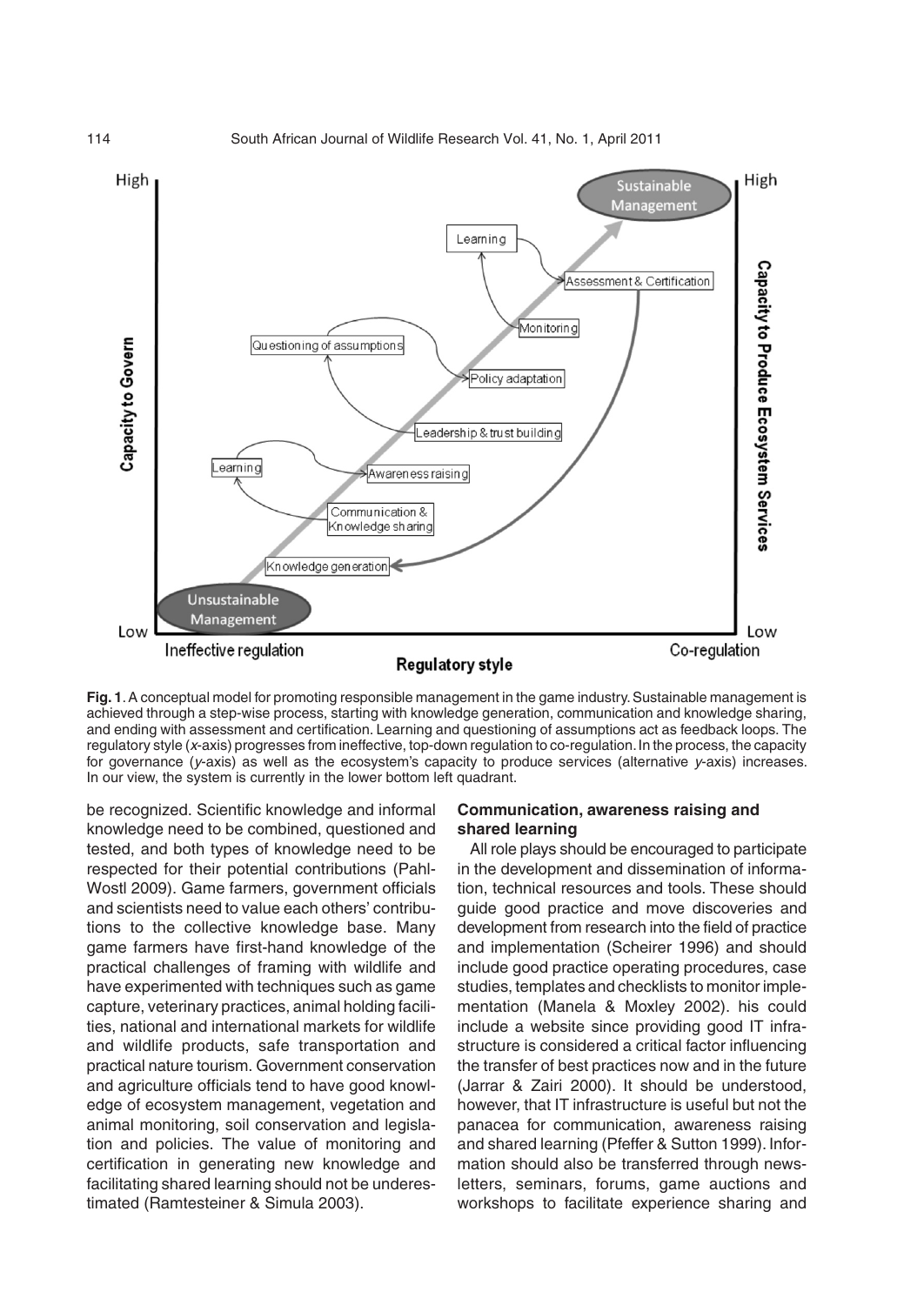**Fig. 1**. A conceptual model for promoting responsible management in the game industry. Sustainable management is achieved through a step-wise process, starting with knowledge generation, communication and knowledge sharing, and ending with assessment and certification. Learning and questioning of assumptions act as feedback loops. The regulatory style (*x*-axis) progresses from ineffective, top-down regulation to co-regulation. In the process, the capacity for governance (*y*-axis) as well as the ecosystem's capacity to produce services (alternative *y*-axis) increases. In our view, the system is currently in the lower bottom left quadrant.

be recognized. Scientific knowledge and informal knowledge need to be combined, questioned and tested, and both types of knowledge need to be respected for their potential contributions (Pahl-Wostl 2009). Game farmers, government officials and scientists need to value each others' contributions to the collective knowledge base. Many game farmers have first-hand knowledge of the practical challenges of framing with wildlife and have experimented with techniques such as game capture, veterinary practices, animal holding facilities, national and international markets for wildlife and wildlife products, safe transportation and practical nature tourism. Government conservation and agriculture officials tend to have good knowledge of ecosystem management, vegetation and animal monitoring, soil conservation and legislation and policies. The value of monitoring and certification in generating new knowledge and facilitating shared learning should not be underestimated (Ramtesteiner & Simula 2003).

### Communication, awareness raising and shared learning

All role plays should be encouraged to participate in the development and dissemination of information, technical resources and tools. These should guide good practice and move discoveries and development from research into the field of practice and implementation (Scheirer 1996) and should include good practice operating procedures, case studies, templates and checklists to monitor implementation (Manela & Moxley 2002). his could include a website since providing good IT infrastructure is considered a critical factor influencing the transfer of best practices now and in the future (Jarrar & Zairi 2000). It should be understood, however, that IT infrastructure is useful but not the panacea for communication, awareness raising and shared learning (Pfeffer & Sutton 1999). Information should also be transferred through newsletters, seminars, forums, game auctions and workshops to facilitate experience sharing and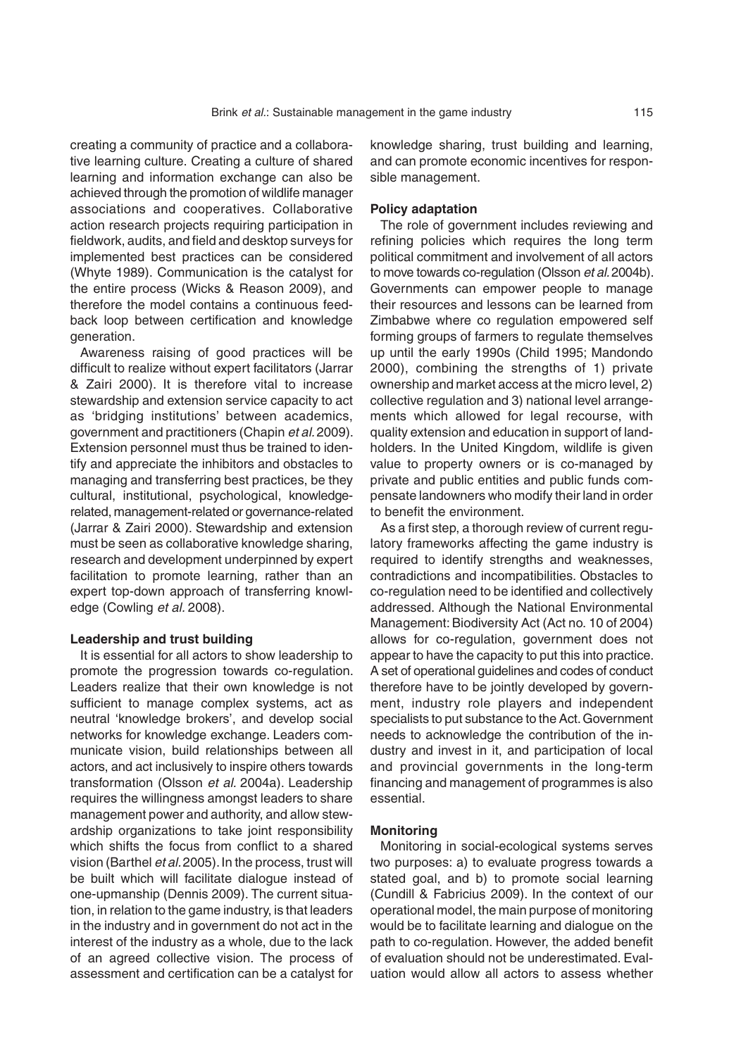creating a community of practice and a collaborative learning culture. Creating a culture of shared learning and information exchange can also be achieved through the promotion of wildlife manager associations and cooperatives. Collaborative action research projects requiring participation in fieldwork, audits, and field and desktop surveys for implemented best practices can be considered (Whyte 1989). Communication is the catalyst for the entire process (Wicks & Reason 2009), and therefore the model contains a continuous feedback loop between certification and knowledge generation.

Awareness raising of good practices will be difficult to realize without expert facilitators (Jarrar & Zairi 2000). It is therefore vital to increase stewardship and extension service capacity to act as 'bridging institutions' between academics, government and practitioners (Chapin *et al.* 2009). Extension personnel must thus be trained to identify and appreciate the inhibitors and obstacles to managing and transferring best practices, be they cultural, institutional, psychological, knowledge-related, management-related or governance-related (Jarrar & Zairi 2000). Stewardship and extension must be seen as collaborative knowledge sharing, research and development underpinned by expert facilitation to promote learning, rather than an expert top-down approach of transferring knowledge (Cowling *et al.* 2008).

### Leadership and trust building

It is essential for all actors to show leadership to promote the progression towards co-regulation. Leaders realize that their own knowledge is not sufficient to manage complex systems, act as neutral 'knowledge brokers', and develop social networks for knowledge exchange. Leaders communicate vision, build relationships between all actors, and act inclusively to inspire others towards transformation (Olsson *et al.* 2004a). Leadership requires the willingness amongst leaders to share management power and authority, and allow stewardship organizations to take joint responsibility which shifts the focus from conflict to a shared vision (Barthel *et al.* 2005). In the process, trust will be built which will facilitate dialogue instead of one-upmanship (Dennis 2009). The current situation, in relation to the game industry, is that leaders in the industry and in government do not act in the interest of the industry as a whole, due to the lack of an agreed collective vision. The process of assessment and certification can be a catalyst for knowledge sharing, trust building and learning, and can promote economic incentives for responsible management.

### Policy adaptation

The role of government includes reviewing and refining policies which requires the long term political commitment and involvement of all actors to move towards co-regulation (Olsson *et al.* 2004b). Governments can empower people to manage their resources and lessons can be learned from Zimbabwe where co regulation empowered self forming groups of farmers to regulate themselves up until the early 1990s (Child 1995; Mandondo 2000), combining the strengths of 1) private ownership and market access at the micro level, 2) collective regulation and 3) national level arrangements which allowed for legal recourse, with quality extension and education in support of landholders. In the United Kingdom, wildlife is given value to property owners or is co-managed by private and public entities and public funds compensate landowners who modify their land in order to benefit the environment.

As a first step, a thorough review of current regulatory frameworks affecting the game industry is required to identify strengths and weaknesses, contradictions and incompatibilities. Obstacles to co-regulation need to be identified and collectively addressed. Although the National Environmental Management: Biodiversity Act (Act no. 10 of 2004) allows for co-regulation, government does not appear to have the capacity to put this into practice. A set of operational guidelines and codes of conduct therefore have to be jointly developed by government, industry role players and independent specialists to put substance to the Act. Government needs to acknowledge the contribution of the industry and invest in it, and participation of local and provincial governments in the long-term financing and management of programmes is also essential.

### Monitoring

Monitoring in social-ecological systems serves two purposes: a) to evaluate progress towards a stated goal, and b) to promote social learning (Cundill & Fabricius 2009). In the context of our operational model, the main purpose of monitoring would be to facilitate learning and dialogue on the path to co-regulation. However, the added benefit of evaluation should not be underestimated. Evaluation would allow all actors to assess whether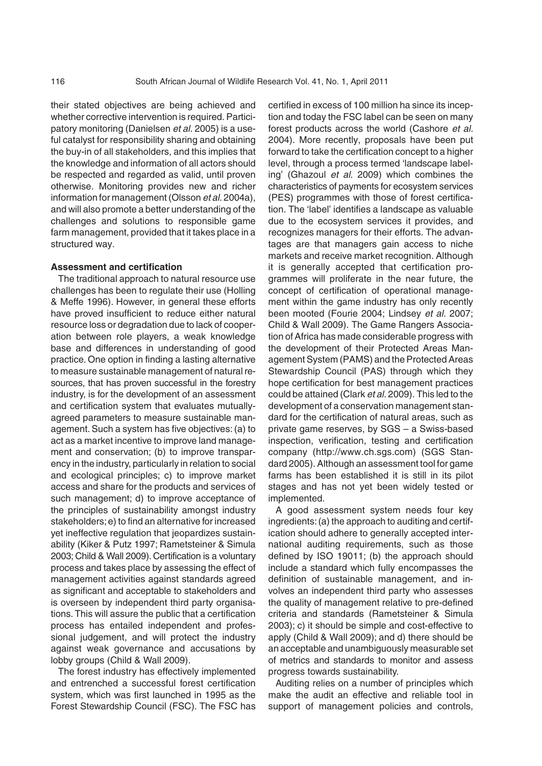their stated objectives are being achieved and whether corrective intervention is required. Participatory monitoring (Danielsen *et al.* 2005) is a useful catalyst for responsibility sharing and obtaining the buy-in of all stakeholders, and this implies that the knowledge and information of all actors should be respected and regarded as valid, until proven otherwise. Monitoring provides new and richer information for management (Olsson *et al.* 2004a), and will also promote a better understanding of the challenges and solutions to responsible game farm management, provided that it takes place in a structured way.

**Assessment and certification**

The traditional approach to natural resource use challenges has been to regulate their use (Holling & Meffe 1996). However, in general these efforts have proved insufficient to reduce either natural resource loss or degradation due to lack of cooperation between role players, a weak knowledge base and differences in understanding of good practice. One option in finding a lasting alternative to measure sustainable management of natural resources, that has proven successful in the forestry industry, is for the development of an assessment and certification system that evaluates mutually-agreed parameters to measure sustainable management. Such a system has five objectives: (a) to act as a market incentive to improve land management and conservation; (b) to improve transparency in the industry, particularly in relation to social and ecological principles; c) to improve market access and share for the products and services of such management; d) to improve acceptance of the principles of sustainability amongst industry stakeholders; e) to find an alternative for increased yet ineffective regulation that jeopardizes sustainability (Kiker & Putz 1997; Rametsteiner & Simula 2003; Child & Wall 2009). Certification is a voluntary process and takes place by assessing the effect of management activities against standards agreed as significant and acceptable to stakeholders and is overseen by independent third party organisations. This will assure the public that a certification process has entailed independent and professional judgement, and will protect the industry against weak governance and accusations by lobby groups (Child & Wall 2009).

The forest industry has effectively implemented and entrenched a successful forest certification system, which was first launched in 1995 as the Forest Stewardship Council (FSC). The FSC has certified in excess of 100 million ha since its inception and today the FSC label can be seen on many forest products across the world (Cashore *et al.* 2004). More recently, proposals have been put forward to take the certification concept to a higher level, through a process termed 'landscape labeling' (Ghazoul *et al.* 2009) which combines the characteristics of payments for ecosystem services (PES) programmes with those of forest certification. The 'label' identifies a landscape as valuable due to the ecosystem services it provides, and recognizes managers for their efforts. The advantages are that managers gain access to niche markets and receive market recognition. Although it is generally accepted that certification programmes will proliferate in the near future, the concept of certification of operational management within the game industry has only recently been mooted (Fourie 2004; Lindsey *et al.* 2007; Child & Wall 2009). The Game Rangers Association of Africa has made considerable progress with the development of their Protected Areas Management System (PAMS) and the Protected Areas Stewardship Council (PAS) through which they hope certification for best management practices could be attained (Clark *et al.* 2009). This led to the development of a conservation management standard for the certification of natural areas, such as private game reserves, by SGS – a Swiss-based inspection, verification, testing and certification company (http://www.ch.sgs.com) (SGS Standard 2005). Although an assessment tool for game farms has been established it is still in its pilot stages and has not yet been widely tested or implemented.

A good assessment system needs four key ingredients: (a) the approach to auditing and certification should adhere to generally accepted international auditing requirements, such as those defined by ISO 19011; (b) the approach should include a standard which fully encompasses the definition of sustainable management, and involves an independent third party who assesses the quality of management relative to pre-defined criteria and standards (Rametsteiner & Simula 2003); c) it should be simple and cost-effective to apply (Child & Wall 2009); and d) there should be an acceptable and unambiguously measurable set of metrics and standards to monitor and assess progress towards sustainability.

Auditing relies on a number of principles which make the audit an effective and reliable tool in support of management policies and controls,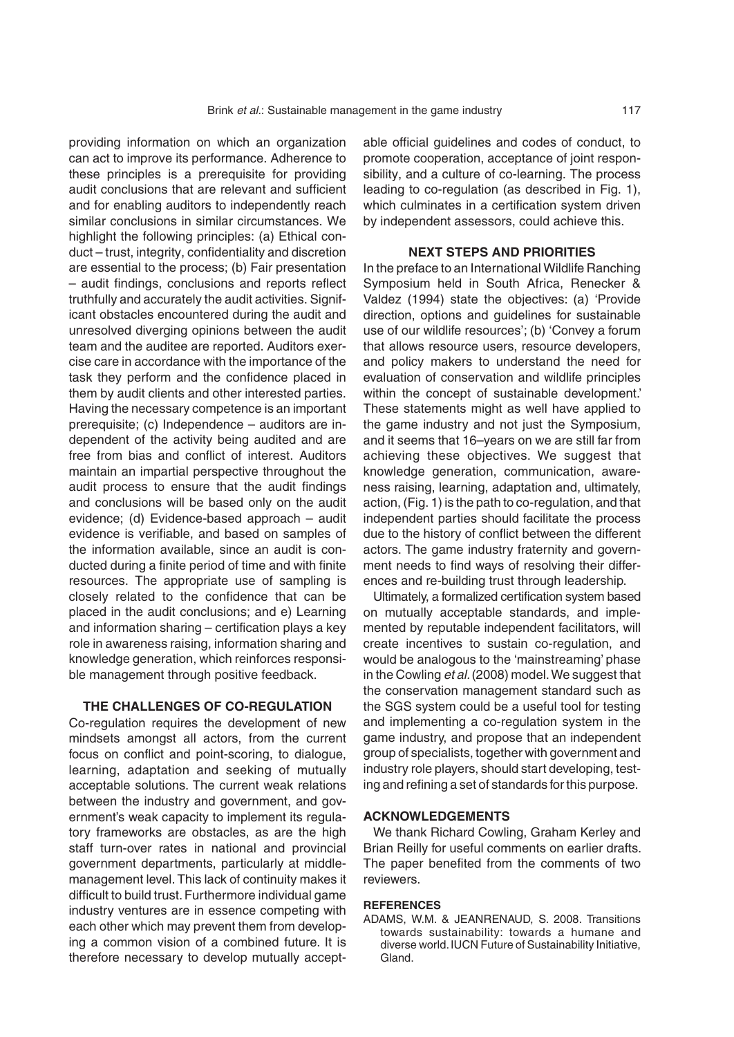providing information on which an organization can act to improve its performance. Adherence to these principles is a prerequisite for providing audit conclusions that are relevant and sufficient and for enabling auditors to independently reach similar conclusions in similar circumstances. We highlight the following principles: (a) Ethical conduct – trust, integrity, confidentiality and discretion are essential to the process; (b) Fair presentation – audit findings, conclusions and reports reflect truthfully and accurately the audit activities. Significant obstacles encountered during the audit and unresolved diverging opinions between the audit team and the auditee are reported. Auditors exercise care in accordance with the importance of the task they perform and the confidence placed in them by audit clients and other interested parties. Having the necessary competence is an important prerequisite; (c) Independence – auditors are independent of the activity being audited and are free from bias and conflict of interest. Auditors maintain an impartial perspective throughout the audit process to ensure that the audit findings and conclusions will be based only on the audit evidence; (d) Evidence-based approach – audit evidence is verifiable, and based on samples of the information available, since an audit is conducted during a finite period of time and with finite resources. The appropriate use of sampling is closely related to the confidence that can be placed in the audit conclusions; and e) Learning and information sharing – certification plays a key role in awareness raising, information sharing and knowledge generation, which reinforces responsible management through positive feedback.

## THE CHALLENGES OF CO-REGULATION

Co-regulation requires the development of new mindsets amongst all actors, from the current focus on conflict and point-scoring, to dialogue, learning, adaptation and seeking of mutually acceptable solutions. The current weak relations between the industry and government, and government's weak capacity to implement its regulatory frameworks are obstacles, as are the high staff turn-over rates in national and provincial government departments, particularly at middle-management level. This lack of continuity makes it difficult to build trust. Furthermore individual game industry ventures are in essence competing with each other which may prevent them from developing a common vision of a combined future. It is therefore necessary to develop mutually acceptable official guidelines and codes of conduct, to promote cooperation, acceptance of joint responsibility, and a culture of co-learning. The process leading to co-regulation (as described in Fig. 1), which culminates in a certification system driven by independent assessors, could achieve this.

## NEXT STEPS AND PRIORITIES

In the preface to an International Wildlife Ranching Symposium held in South Africa, Renecker & Valdez (1994) state the objectives: (a) 'Provide direction, options and guidelines for sustainable use of our wildlife resources'; (b) 'Convey a forum that allows resource users, resource developers, and policy makers to understand the need for evaluation of conservation and wildlife principles within the concept of sustainable development.' These statements might as well have applied to the game industry and not just the Symposium, and it seems that 16–years on we are still far from achieving these objectives. We suggest that knowledge generation, communication, awareness raising, learning, adaptation and, ultimately, action, (Fig. 1) is the path to co-regulation, and that independent parties should facilitate the process due to the history of conflict between the different actors. The game industry fraternity and government needs to find ways of resolving their differences and re-building trust through leadership.

Ultimately, a formalized certification system based on mutually acceptable standards, and implemented by reputable independent facilitators, will create incentives to sustain co-regulation, and would be analogous to the 'mainstreaming' phase in the Cowling *et al.* (2008) model. We suggest that the conservation management standard such as the SGS system could be a useful tool for testing and implementing a co-regulation system in the game industry, and propose that an independent group of specialists, together with government and industry role players, should start developing, testing and refining a set of standards for this purpose.

## ACKNOWLEDGEMENTS

We thank Richard Cowling, Graham Kerley and Brian Reilly for useful comments on earlier drafts. The paper benefited from the comments of two reviewers.

## REFERENCES

ADAMS, W.M. & JEANRENAUD, S. 2008. Transitions towards sustainability: towards a humane and diverse world. IUCN Future of Sustainability Initiative, Gland.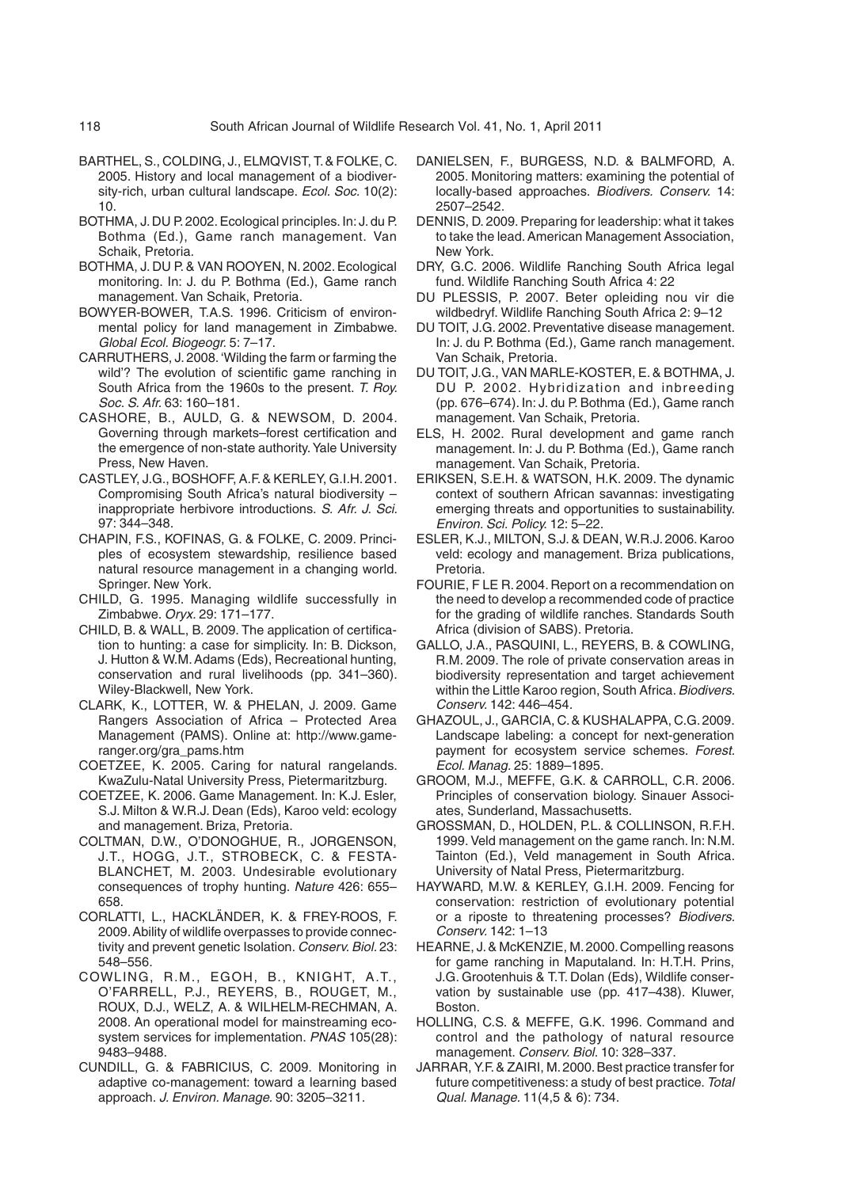BARTHEL, S., COLDING, J., ELMQVIST, T. & FOLKE, C. 2005. History and local management of a biodiversity-rich, urban cultural landscape. *Ecol. Soc.* 10(2): 10.

BOTHMA, J. DU P. 2002. Ecological principles. In: J. du P. Bothma (Ed.), Game ranch management. Van Schaik, Pretoria.

BOTHMA, J. DU P. & VAN ROOYEN, N. 2002. Ecological monitoring. In: J. du P. Bothma (Ed.), Game ranch management. Van Schaik, Pretoria.

BOWYER-BOWER, T.A.S. 1996. Criticism of environmental policy for land management in Zimbabwe. *Global Ecol. Biogeogr.* 5: 7–17.

CARRUTHERS, J. 2008. 'Wilding the farm or farming the wild'? The evolution of scientific game ranching in South Africa from the 1960s to the present. *T. Roy. Soc. S. Afr.* 63: 160–181.

CASHORE, B., AULD, G. & NEWSOM, D. 2004. Governing through markets–forest certification and the emergence of non-state authority. Yale University Press, New Haven.

CASTLEY, J.G., BOSHOFF, A.F. & KERLEY, G.I.H. 2001. Compromising South Africa's natural biodiversity – inappropriate herbivore introductions. *S. Afr. J. Sci.* 97: 344–348.

CHAPIN, F.S., KOFINAS, G. & FOLKE, C. 2009. Principles of ecosystem stewardship, resilience based natural resource management in a changing world. Springer. New York.

CHILD, G. 1995. Managing wildlife successfully in Zimbabwe. *Oryx.* 29: 171–177.

CHILD, B. & WALL, B. 2009. The application of certification to hunting: a case for simplicity. In: B. Dickson, J. Hutton & W.M. Adams (Eds), Recreational hunting, conservation and rural livelihoods (pp. 341–360). Wiley-Blackwell, New York.

CLARK, K., LOTTER, W. & PHELAN, J. 2009. Game Rangers Association of Africa – Protected Area Management (PAMS). Online at: http://www.gameranger.org/gra_pams.htm

COETZEE, K. 2005. Caring for natural rangelands. KwaZulu-Natal University Press, Pietermaritzburg.

COETZEE, K. 2006. Game Management. In: K.J. Esler, S.J. Milton & W.R.J. Dean (Eds), Karoo veld: ecology and management. Briza, Pretoria.

COLTMAN, D.W., O'DONOGHUE, R., JORGENSON, J.T., HOGG, J.T., STROBECK, C. & FESTA-BLANCHET, M. 2003. Undesirable evolutionary consequences of trophy hunting. *Nature* 426: 655–658.

CORLATTI, L., HACKLÄNDER, K. & FREY-ROOS, F. 2009. Ability of wildlife overpasses to provide connectivity and prevent genetic Isolation. *Conserv. Biol.* 23: 548–556.

COWLING, R.M., EGOH, B., KNIGHT, A.T., O'FARRELL, P.J., REYERS, B., ROUGET, M., ROUX, D.J., WELZ, A. & WILHELM-RECHMAN, A. 2008. An operational model for mainstreaming ecosystem services for implementation. *PNAS* 105(28): 9483–9488.

CUNDILL, G. & FABRICIUS, C. 2009. Monitoring in adaptive co-management: toward a learning based approach. *J. Environ. Manage.* 90: 3205–3211.

DANIELSEN, F., BURGESS, N.D. & BALMFORD, A. 2005. Monitoring matters: examining the potential of locally-based approaches. *Biodivers. Conserv.* 14: 2507–2542.

DENNIS, D. 2009. Preparing for leadership: what it takes to take the lead. American Management Association, New York.

DRY, G.C. 2006. Wildlife Ranching South Africa legal fund. Wildlife Ranching South Africa 4: 22

DU PLESSIS, P. 2007. Beter opleiding nou vir die wildbedryf. Wildlife Ranching South Africa 2: 9–12

DU TOIT, J.G. 2002. Preventative disease management. In: J. du P. Bothma (Ed.), Game ranch management. Van Schaik, Pretoria.

DU TOIT, J.G., VAN MARLE-KOSTER, E. & BOTHMA, J. DU P. 2002. Hybridization and inbreeding (pp. 676–674). In: J. du P. Bothma (Ed.), Game ranch management. Van Schaik, Pretoria.

ELS, H. 2002. Rural development and game ranch management. In: J. du P. Bothma (Ed.), Game ranch management. Van Schaik, Pretoria.

ERIKSEN, S.E.H. & WATSON, H.K. 2009. The dynamic context of southern African savannas: investigating emerging threats and opportunities to sustainability. *Environ. Sci. Policy.* 12: 5–22.

ESLER, K.J., MILTON, S.J. & DEAN, W.R.J. 2006. Karoo veld: ecology and management. Briza publications, Pretoria.

FOURIE, F LE R. 2004. Report on a recommendation on the need to develop a recommended code of practice for the grading of wildlife ranches. Standards South Africa (division of SABS). Pretoria.

GALLO, J.A., PASQUINI, L., REYERS, B. & COWLING, R.M. 2009. The role of private conservation areas in biodiversity representation and target achievement within the Little Karoo region, South Africa. *Biodivers. Conserv.* 142: 446–454.

GHAZOUL, J., GARCIA, C. & KUSHALAPPA, C.G. 2009. Landscape labeling: a concept for next-generation payment for ecosystem service schemes. *Forest. Ecol. Manag.* 25: 1889–1895.

GROOM, M.J., MEFFE, G.K. & CARROLL, C.R. 2006. Principles of conservation biology. Sinauer Associates, Sunderland, Massachusetts.

GROSSMAN, D., HOLDEN, P.L. & COLLINSON, R.F.H. 1999. Veld management on the game ranch. In: N.M. Tainton (Ed.), Veld management in South Africa. University of Natal Press, Pietermaritzburg.

HAYWARD, M.W. & KERLEY, G.I.H. 2009. Fencing for conservation: restriction of evolutionary potential or a riposte to threatening processes? *Biodivers. Conserv.* 142: 1–13

HEARNE, J. & McKENZIE, M. 2000. Compelling reasons for game ranching in Maputaland. In: H.T.H. Prins, J.G. Grootenhuis & T.T. Dolan (Eds), Wildlife conservation by sustainable use (pp. 417–438). Kluwer, Boston.

HOLLING, C.S. & MEFFE, G.K. 1996. Command and control and the pathology of natural resource management. *Conserv. Biol.* 10: 328–337.

JARRAR, Y.F. & ZAIRI, M. 2000. Best practice transfer for future competitiveness: a study of best practice. *Total Qual. Manage.* 11(4,5 & 6): 734.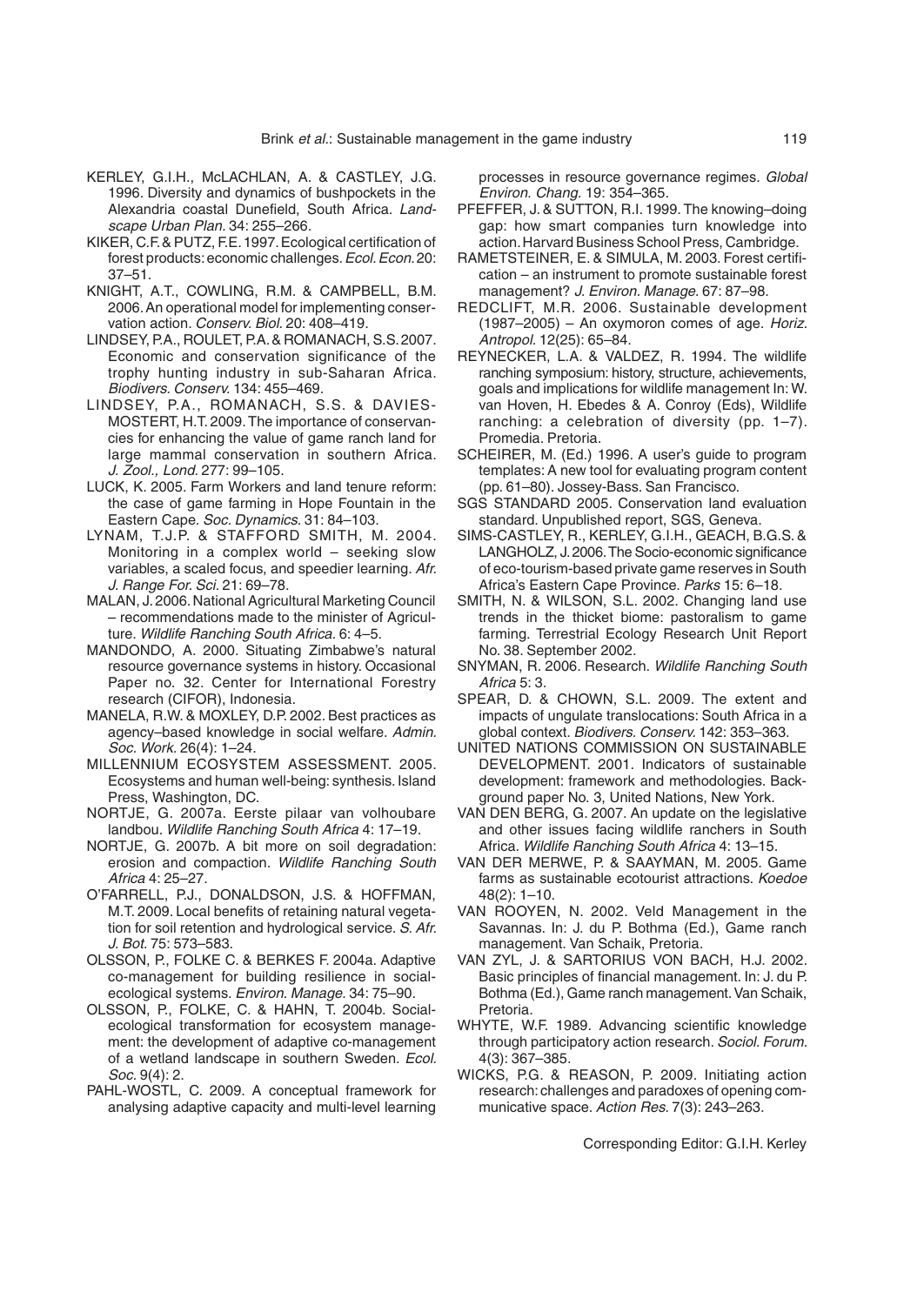KERLEY, G.I.H., McLACHLAN, A. & CASTLEY, J.G. 1996. Diversity and dynamics of bushpockets in the Alexandria coastal Dunefield, South Africa. *Landscape Urban Plan.* 34: 255–266.

KIKER, C.F. & PUTZ, F.E. 1997. Ecological certification of forest products: economic challenges. *Ecol. Econ.* 20: 37–51.

KNIGHT, A.T., COWLING, R.M. & CAMPBELL, B.M. 2006. An operational model for implementing conservation action. *Conserv. Biol.* 20: 408–419.

LINDSEY, P.A., ROULET, P.A. & ROMANACH, S.S. 2007. Economic and conservation significance of the trophy hunting industry in sub-Saharan Africa. *Biodivers. Conserv.* 134: 455–469.

LINDSEY, P.A., ROMANACH, S.S. & DAVIES-MOSTERT, H.T. 2009. The importance of conservancies for enhancing the value of game ranch land for large mammal conservation in southern Africa. *J. Zool., Lond.* 277: 99–105.

LUCK, K. 2005. Farm Workers and land tenure reform: the case of game farming in Hope Fountain in the Eastern Cape. *Soc. Dynamics.* 31: 84–103.

LYNAM, T.J.P. & STAFFORD SMITH, M. 2004. Monitoring in a complex world – seeking slow variables, a scaled focus, and speedier learning. *Afr. J. Range For. Sci.* 21: 69–78.

MALAN, J. 2006. National Agricultural Marketing Council – recommendations made to the minister of Agriculture. *Wildlife Ranching South Africa.* 6: 4–5.

MANDONDO, A. 2000. Situating Zimbabwe's natural resource governance systems in history. Occasional Paper no. 32. Center for International Forestry research (CIFOR), Indonesia.

MANELA, R.W. & MOXLEY, D.P. 2002. Best practices as agency–based knowledge in social welfare. *Admin. Soc. Work.* 26(4): 1–24.

MILLENNIUM ECOSYSTEM ASSESSMENT. 2005. Ecosystems and human well-being: synthesis. Island Press, Washington, DC.

NORTJE, G. 2007a. Eerste pilaar van volhoubare landbou. *Wildlife Ranching South Africa* 4: 17–19.

NORTJE, G. 2007b. A bit more on soil degradation: erosion and compaction. *Wildlife Ranching South Africa* 4: 25–27.

O'FARRELL, P.J., DONALDSON, J.S. & HOFFMAN, M.T. 2009. Local benefits of retaining natural vegetation for soil retention and hydrological service. *S. Afr. J. Bot.* 75: 573–583.

OLSSON, P., FOLKE C. & BERKES F. 2004a. Adaptive co-management for building resilience in social-ecological systems. *Environ. Manage.* 34: 75–90.

OLSSON, P., FOLKE, C. & HAHN, T. 2004b. Social-ecological transformation for ecosystem management: the development of adaptive co-management of a wetland landscape in southern Sweden. *Ecol. Soc.* 9(4): 2.

PAHL-WOSTL, C. 2009. A conceptual framework for analysing adaptive capacity and multi-level learning processes in resource governance regimes. *Global Environ. Chang.* 19: 354–365.

PFEFFER, J. & SUTTON, R.I. 1999. The knowing–doing gap: how smart companies turn knowledge into action. Harvard Business School Press, Cambridge.

RAMETSTEINER, E. & SIMULA, M. 2003. Forest certification – an instrument to promote sustainable forest management? *J. Environ. Manage.* 67: 87–98.

REDCLIFT, M.R. 2006. Sustainable development (1987–2005) – An oxymoron comes of age. *Horiz. Antropol.* 12(25): 65–84.

REYNECKER, L.A. & VALDEZ, R. 1994. The wildlife ranching symposium: history, structure, achievements, goals and implications for wildlife management In: W. van Hoven, H. Ebedes & A. Conroy (Eds), Wildlife ranching: a celebration of diversity (pp. 1–7). Promedia. Pretoria.

SCHEIRER, M. (Ed.) 1996. A user's guide to program templates: A new tool for evaluating program content (pp. 61–80). Jossey-Bass. San Francisco.

SGS STANDARD 2005. Conservation land evaluation standard. Unpublished report, SGS, Geneva.

SIMS-CASTLEY, R., KERLEY, G.I.H., GEACH, B.G.S. & LANGHOLZ, J. 2006. The Socio-economic significance of eco-tourism-based private game reserves in South Africa's Eastern Cape Province. *Parks* 15: 6–18.

SMITH, N. & WILSON, S.L. 2002. Changing land use trends in the thicket biome: pastoralism to game farming. Terrestrial Ecology Research Unit Report No. 38. September 2002.

SNYMAN, R. 2006. Research. *Wildlife Ranching South Africa* 5: 3.

SPEAR, D. & CHOWN, S.L. 2009. The extent and impacts of ungulate translocations: South Africa in a global context. *Biodivers. Conserv.* 142: 353–363.

UNITED NATIONS COMMISSION ON SUSTAINABLE DEVELOPMENT. 2001. Indicators of sustainable development: framework and methodologies. Background paper No. 3, United Nations, New York.

VAN DEN BERG, G. 2007. An update on the legislative and other issues facing wildlife ranchers in South Africa. *Wildlife Ranching South Africa* 4: 13–15.

VAN DER MERWE, P. & SAAYMAN, M. 2005. Game farms as sustainable ecotourist attractions. *Koedoe* 48(2): 1–10.

VAN ROOYEN, N. 2002. Veld Management in the Savannas. In: J. du P. Bothma (Ed.), Game ranch management. Van Schaik, Pretoria.

VAN ZYL, J. & SARTORIUS VON BACH, H.J. 2002. Basic principles of financial management. In: J. du P. Bothma (Ed.), Game ranch management. Van Schaik, Pretoria.

WHYTE, W.F. 1989. Advancing scientific knowledge through participatory action research. *Sociol. Forum.* 4(3): 367–385.

WICKS, P.G. & REASON, P. 2009. Initiating action research: challenges and paradoxes of opening communicative space. *Action Res.* 7(3): 243–263.

Corresponding Editor: G.I.H. Kerley